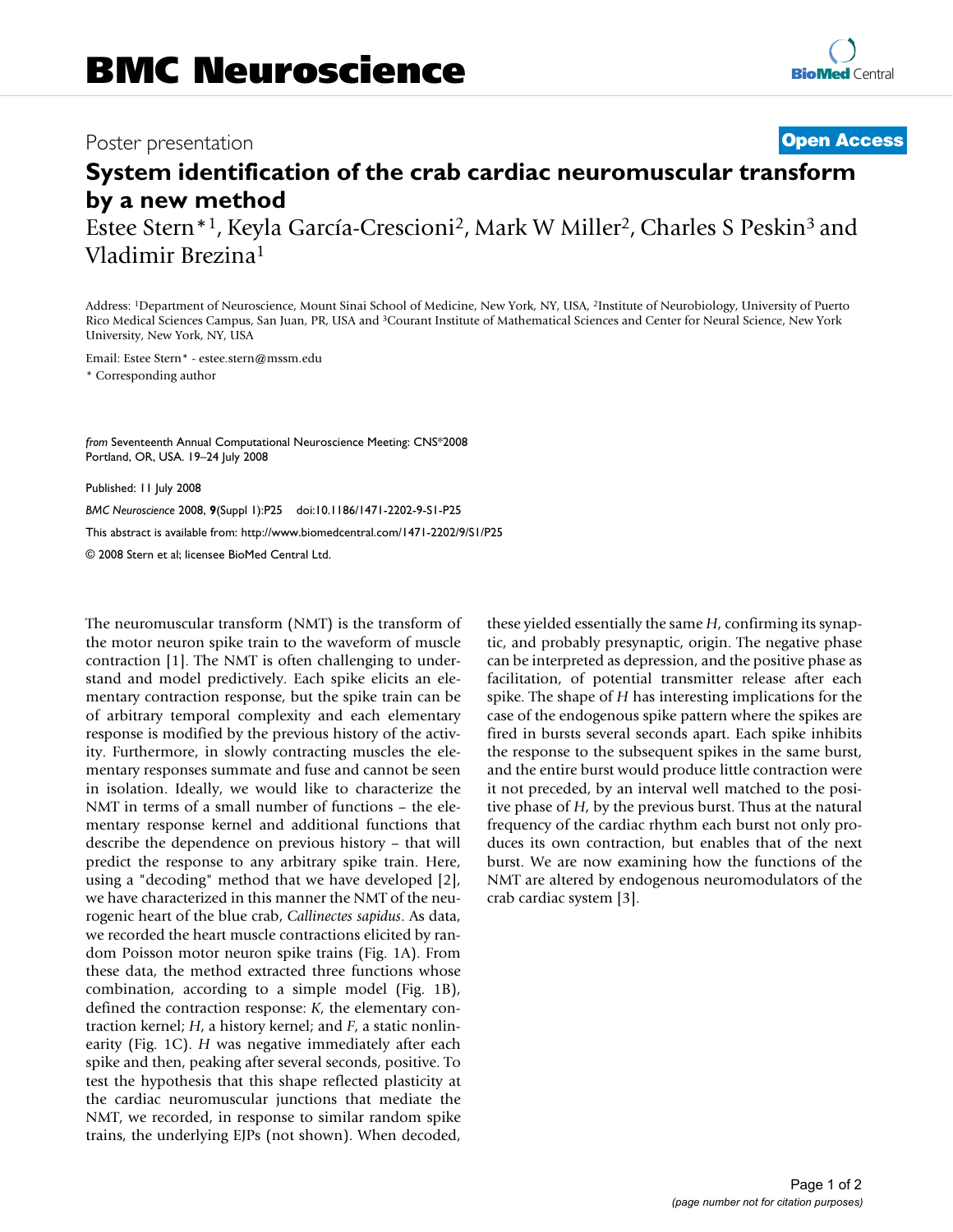Poster presentation

**Open Access**

# System identification of the crab cardiac neuromuscular transform by a new method

Estee Stern*[1], Keyla García-Crescioni[2], Mark W Miller[2], Charles S Peskin[3] and Vladimir Brezina[1]

Address: [1]Department of Neuroscience, Mount Sinai School of Medicine, New York, NY, USA, [2]Institute of Neurobiology, University of Puerto Rico Medical Sciences Campus, San Juan, PR, USA and [3]Courant Institute of Mathematical Sciences and Center for Neural Science, New York University, New York, NY, USA

Email: Estee Stern* - estee.stern@mssm.edu

* Corresponding author

*from* Seventeenth Annual Computational Neuroscience Meeting: CNS*2008
Portland, OR, USA. 19–24 July 2008

Published: 11 July 2008

*BMC Neuroscience* 2008, **9**(Suppl 1):P25 doi:10.1186/1471-2202-9-S1-P25

This abstract is available from: http://www.biomedcentral.com/1471-2202/9/S1/P25

© 2008 Stern et al; licensee BioMed Central Ltd.

The neuromuscular transform (NMT) is the transform of the motor neuron spike train to the waveform of muscle contraction [1]. The NMT is often challenging to understand and model predictively. Each spike elicits an elementary contraction response, but the spike train can be of arbitrary temporal complexity and each elementary response is modified by the previous history of the activity. Furthermore, in slowly contracting muscles the elementary responses summate and fuse and cannot be seen in isolation. Ideally, we would like to characterize the NMT in terms of a small number of functions – the elementary response kernel and additional functions that describe the dependence on previous history – that will predict the response to any arbitrary spike train. Here, using a "decoding" method that we have developed [2], we have characterized in this manner the NMT of the neurogenic heart of the blue crab, *Callinectes sapidus*. As data, we recorded the heart muscle contractions elicited by random Poisson motor neuron spike trains (Fig. 1A). From these data, the method extracted three functions whose combination, according to a simple model (Fig. 1B), defined the contraction response: *K*, the elementary contraction kernel; *H*, a history kernel; and *F*, a static nonlinearity (Fig. 1C). *H* was negative immediately after each spike and then, peaking after several seconds, positive. To test the hypothesis that this shape reflected plasticity at the cardiac neuromuscular junctions that mediate the NMT, we recorded, in response to similar random spike trains, the underlying EJPs (not shown). When decoded, these yielded essentially the same *H*, confirming its synaptic, and probably presynaptic, origin. The negative phase can be interpreted as depression, and the positive phase as facilitation, of potential transmitter release after each spike. The shape of *H* has interesting implications for the case of the endogenous spike pattern where the spikes are fired in bursts several seconds apart. Each spike inhibits the response to the subsequent spikes in the same burst, and the entire burst would produce little contraction were it not preceded, by an interval well matched to the positive phase of *H*, by the previous burst. Thus at the natural frequency of the cardiac rhythm each burst not only produces its own contraction, but enables that of the next burst. We are now examining how the functions of the NMT are altered by endogenous neuromodulators of the crab cardiac system [3].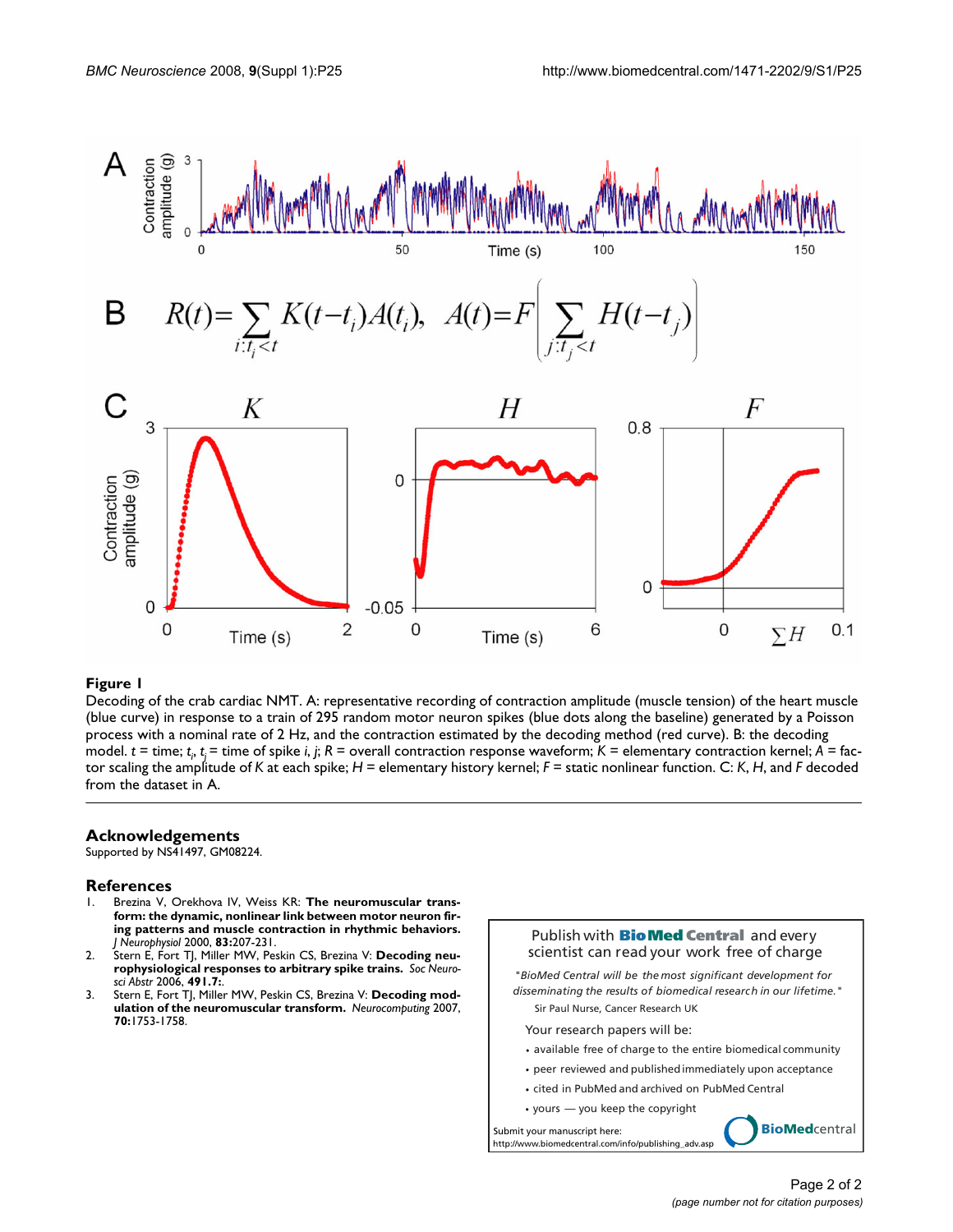A

Contraction amplitude (g)

3

0

0

50

Time (s)

100

150

B

$$R(t)=\sum_{i:t_i<t} K(t-t_i)A(t_i), \quad A(t)=F\left(\sum_{j:t_j<t} H(t-t_j)\right)$$

C

$K$

$H$

$F$

Contraction amplitude (g)

3

0

0

Time (s)

2

0

-0.05

0

Time (s)

6

0.8

0

0

$\sum H$

0.1

**Figure 1**

Decoding of the crab cardiac NMT. A: representative recording of contraction amplitude (muscle tension) of the heart muscle (blue curve) in response to a train of 295 random motor neuron spikes (blue dots along the baseline) generated by a Poisson process with a nominal rate of 2 Hz, and the contraction estimated by the decoding method (red curve). B: the decoding model. $t$ = time; $t_i$, $t_j$ = time of spike $i$, $j$; $R$ = overall contraction response waveform; $K$ = elementary contraction kernel; $A$ = factor scaling the amplitude of $K$ at each spike; $H$ = elementary history kernel; $F$ = static nonlinear function. C: $K$, $H$, and $F$ decoded from the dataset in A.

## Acknowledgements

Supported by NS41497, GM08224.

## References

1. Brezina V, Orekhova IV, Weiss KR: **The neuromuscular transform: the dynamic, nonlinear link between motor neuron firing patterns and muscle contraction in rhythmic behaviors.** *J Neurophysiol* 2000, **83:**207-231.
2. Stern E, Fort TJ, Miller MW, Peskin CS, Brezina V: **Decoding neurophysiological responses to arbitrary spike trains.** *Soc Neurosci Abstr* 2006, **491.7:**.
3. Stern E, Fort TJ, Miller MW, Peskin CS, Brezina V: **Decoding modulation of the neuromuscular transform.** *Neurocomputing* 2007, **70:**1753-1758.

Publish with **BioMed Central** and every scientist can read your work free of charge

*"BioMed Central will be the most significant development for disseminating the results of biomedical research in our lifetime."*

Sir Paul Nurse, Cancer Research UK

Your research papers will be:

- available free of charge to the entire biomedical community
- peer reviewed and published immediately upon acceptance
- cited in PubMed and archived on PubMed Central
- yours — you keep the copyright

Submit your manuscript here:
http://www.biomedcentral.com/info/publishing_adv.asp

BioMedcentral